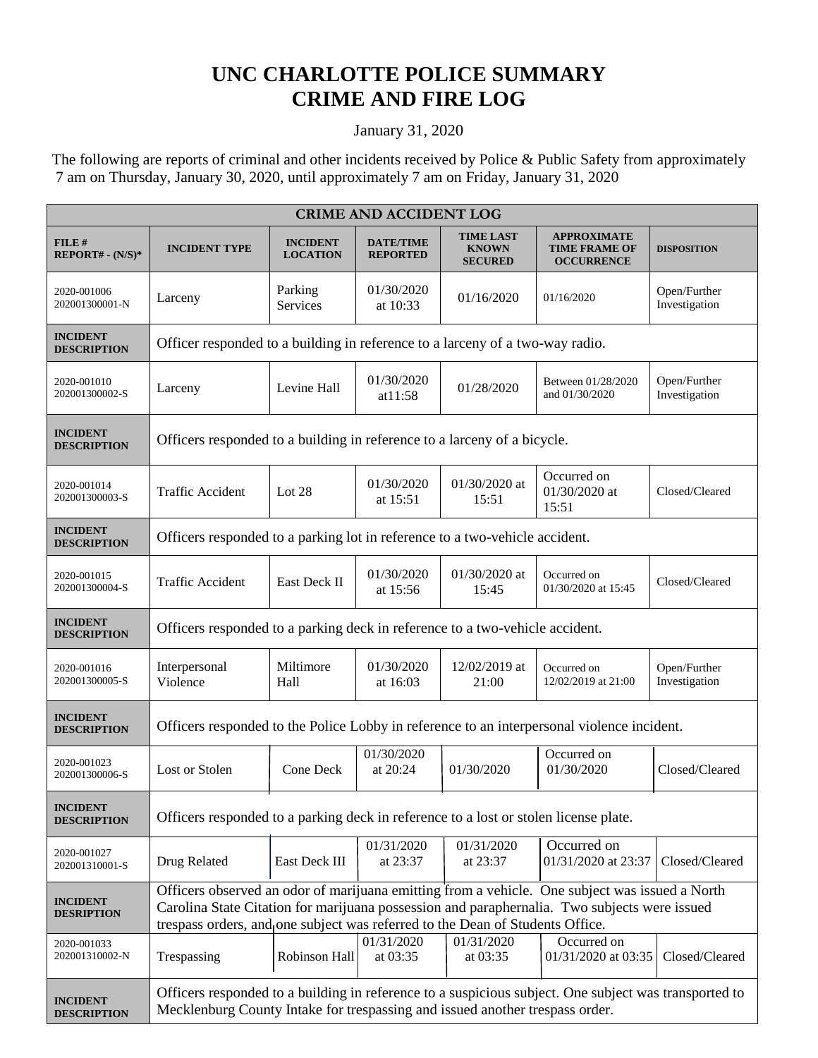# UNC CHARLOTTE POLICE SUMMARY
# CRIME AND FIRE LOG

January 31, 2020

The following are reports of criminal and other incidents received by Police & Public Safety from approximately 7 am on Thursday, January 30, 2020, until approximately 7 am on Friday, January 31, 2020

| CRIME AND ACCIDENT LOG | | | | | | |
|---|---|---|---|---|---|---|
| **FILE # REPORT# - (N/S)*** | **INCIDENT TYPE** | **INCIDENT LOCATION** | **DATE/TIME REPORTED** | **TIME LAST KNOWN SECURED** | **APPROXIMATE TIME FRAME OF OCCURRENCE** | **DISPOSITION** |
| 2020-001006 202001300001-N | Larceny | Parking Services | 01/30/2020 at 10:33 | 01/16/2020 | 01/16/2020 | Open/Further Investigation |
| **INCIDENT DESCRIPTION** | Officer responded to a building in reference to a larceny of a two-way radio. | | | | | |
| 2020-001010 202001300002-S | Larceny | Levine Hall | 01/30/2020 at11:58 | 01/28/2020 | Between 01/28/2020 and 01/30/2020 | Open/Further Investigation |
| **INCIDENT DESCRIPTION** | Officers responded to a building in reference to a larceny of a bicycle. | | | | | |
| 2020-001014 202001300003-S | Traffic Accident | Lot 28 | 01/30/2020 at 15:51 | 01/30/2020 at 15:51 | Occurred on 01/30/2020 at 15:51 | Closed/Cleared |
| **INCIDENT DESCRIPTION** | Officers responded to a parking lot in reference to a two-vehicle accident. | | | | | |
| 2020-001015 202001300004-S | Traffic Accident | East Deck II | 01/30/2020 at 15:56 | 01/30/2020 at 15:45 | Occurred on 01/30/2020 at 15:45 | Closed/Cleared |
| **INCIDENT DESCRIPTION** | Officers responded to a parking deck in reference to a two-vehicle accident. | | | | | |
| 2020-001016 202001300005-S | Interpersonal Violence | Miltimore Hall | 01/30/2020 at 16:03 | 12/02/2019 at 21:00 | Occurred on 12/02/2019 at 21:00 | Open/Further Investigation |
| **INCIDENT DESCRIPTION** | Officers responded to the Police Lobby in reference to an interpersonal violence incident. | | | | | |
| 2020-001023 202001300006-S | Lost or Stolen | Cone Deck | 01/30/2020 at 20:24 | 01/30/2020 | Occurred on 01/30/2020 | Closed/Cleared |
| **INCIDENT DESCRIPTION** | Officers responded to a parking deck in reference to a lost or stolen license plate. | | | | | |
| 2020-001027 202001310001-S | Drug Related | East Deck III | 01/31/2020 at 23:37 | 01/31/2020 at 23:37 | Occurred on 01/31/2020 at 23:37 | Closed/Cleared |
| **INCIDENT DESRIPTION** | Officers observed an odor of marijuana emitting from a vehicle. One subject was issued a North Carolina State Citation for marijuana possession and paraphernalia. Two subjects were issued trespass orders, and one subject was referred to the Dean of Students Office. | | | | | |
| 2020-001033 202001310002-N | Trespassing | Robinson Hall | 01/31/2020 at 03:35 | 01/31/2020 at 03:35 | Occurred on 01/31/2020 at 03:35 | Closed/Cleared |
| **INCIDENT DESCRIPTION** | Officers responded to a building in reference to a suspicious subject. One subject was transported to Mecklenburg County Intake for trespassing and issued another trespass order. | | | | | |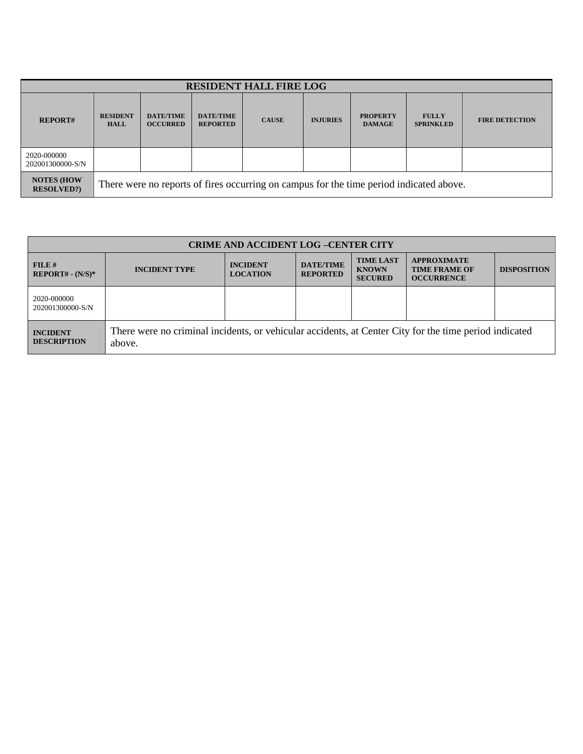| RESIDENT HALL FIRE LOG | | | | | | | | |
|---|---|---|---|---|---|---|---|---|
| **REPORT#** | **RESIDENT HALL** | **DATE/TIME OCCURRED** | **DATE/TIME REPORTED** | **CAUSE** | **INJURIES** | **PROPERTY DAMAGE** | **FULLY SPRINKLED** | **FIRE DETECTION** |
| 2020-000000 202001300000-S/N | | | | | | | | |
| **NOTES (HOW RESOLVED?)** | There were no reports of fires occurring on campus for the time period indicated above. | | | | | | | |

| CRIME AND ACCIDENT LOG –CENTER CITY | | | | | | |
|---|---|---|---|---|---|---|
| **FILE # REPORT# - (N/S)*** | **INCIDENT TYPE** | **INCIDENT LOCATION** | **DATE/TIME REPORTED** | **TIME LAST KNOWN SECURED** | **APPROXIMATE TIME FRAME OF OCCURRENCE** | **DISPOSITION** |
| 2020-000000 202001300000-S/N | | | | | | |
| **INCIDENT DESCRIPTION** | There were no criminal incidents, or vehicular accidents, at Center City for the time period indicated above. | | | | | |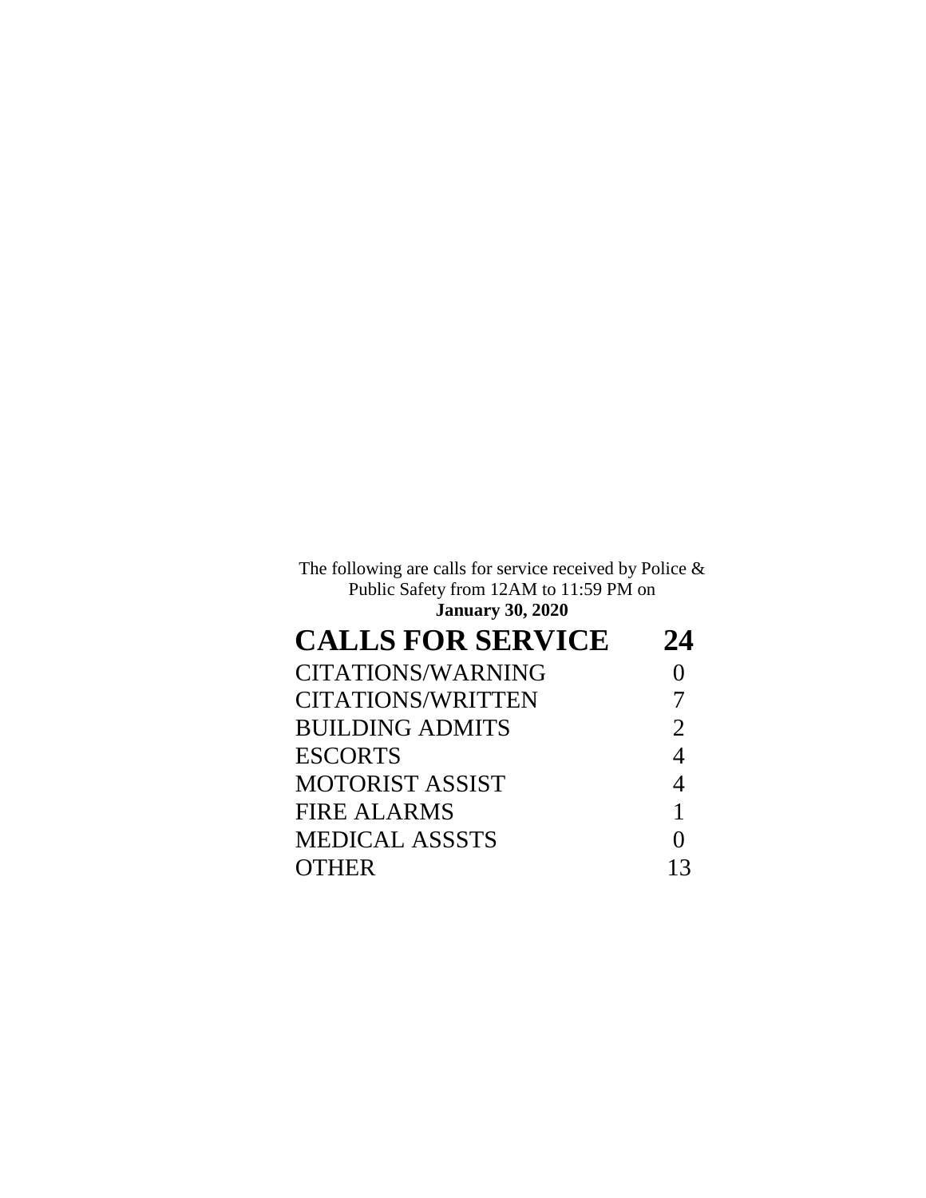The following are calls for service received by Police & Public Safety from 12AM to 11:59 PM on
**January 30, 2020**

| | |
|---|---|
| **CALLS FOR SERVICE** | **24** |
| CITATIONS/WARNING | 0 |
| CITATIONS/WRITTEN | 7 |
| BUILDING ADMITS | 2 |
| ESCORTS | 4 |
| MOTORIST ASSIST | 4 |
| FIRE ALARMS | 1 |
| MEDICAL ASSSTS | 0 |
| OTHER | 13 |